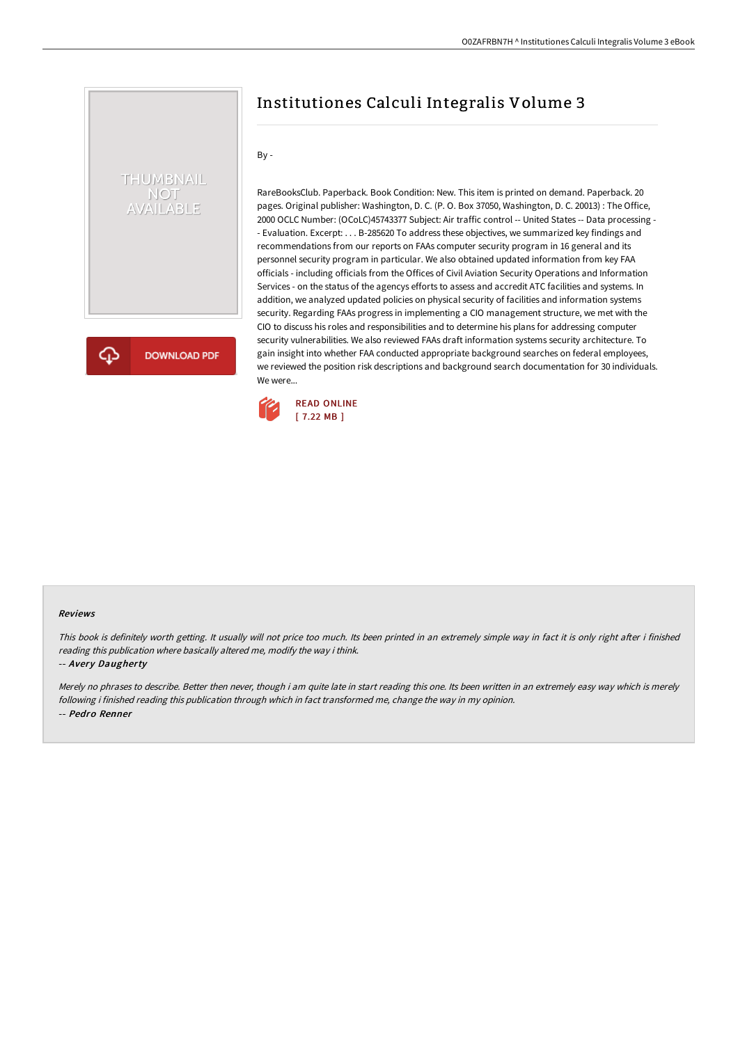# Institutiones Calculi Integralis Volume 3

By -

RareBooksClub. Paperback. Book Condition: New. This item is printed on demand. Paperback. 20 pages. Original publisher: Washington, D. C. (P. O. Box 37050, Washington, D. C. 20013) : The Office, 2000 OCLC Number: (OCoLC)45743377 Subject: Air traffic control -- United States -- Data processing -- Evaluation. Excerpt: . . . B-285620 To address these objectives, we summarized key findings and recommendations from our reports on FAAs computer security program in 16 general and its personnel security program in particular. We also obtained updated information from key FAA officials - including officials from the Offices of Civil Aviation Security Operations and Information Services - on the status of the agencys efforts to assess and accredit ATC facilities and systems. In addition, we analyzed updated policies on physical security of facilities and information systems security. Regarding FAAs progress in implementing a CIO management structure, we met with the CIO to discuss his roles and responsibilities and to determine his plans for addressing computer security vulnerabilities. We also reviewed FAAs draft information systems security architecture. To gain insight into whether FAA conducted appropriate background searches on federal employees, we reviewed the position risk descriptions and background search documentation for 30 individuals. We were...

READ ONLINE
[ 7.22 MB ]

#### Reviews

*This book is definitely worth getting. It usually will not price too much. Its been printed in an extremely simple way in fact it is only right after i finished reading this publication where basically altered me, modify the way i think.*

-- *Avery Daugherty*

*Merely no phrases to describe. Better then never, though i am quite late in start reading this one. Its been written in an extremely easy way which is merely following i finished reading this publication through which in fact transformed me, change the way in my opinion.*

-- *Pedro Renner*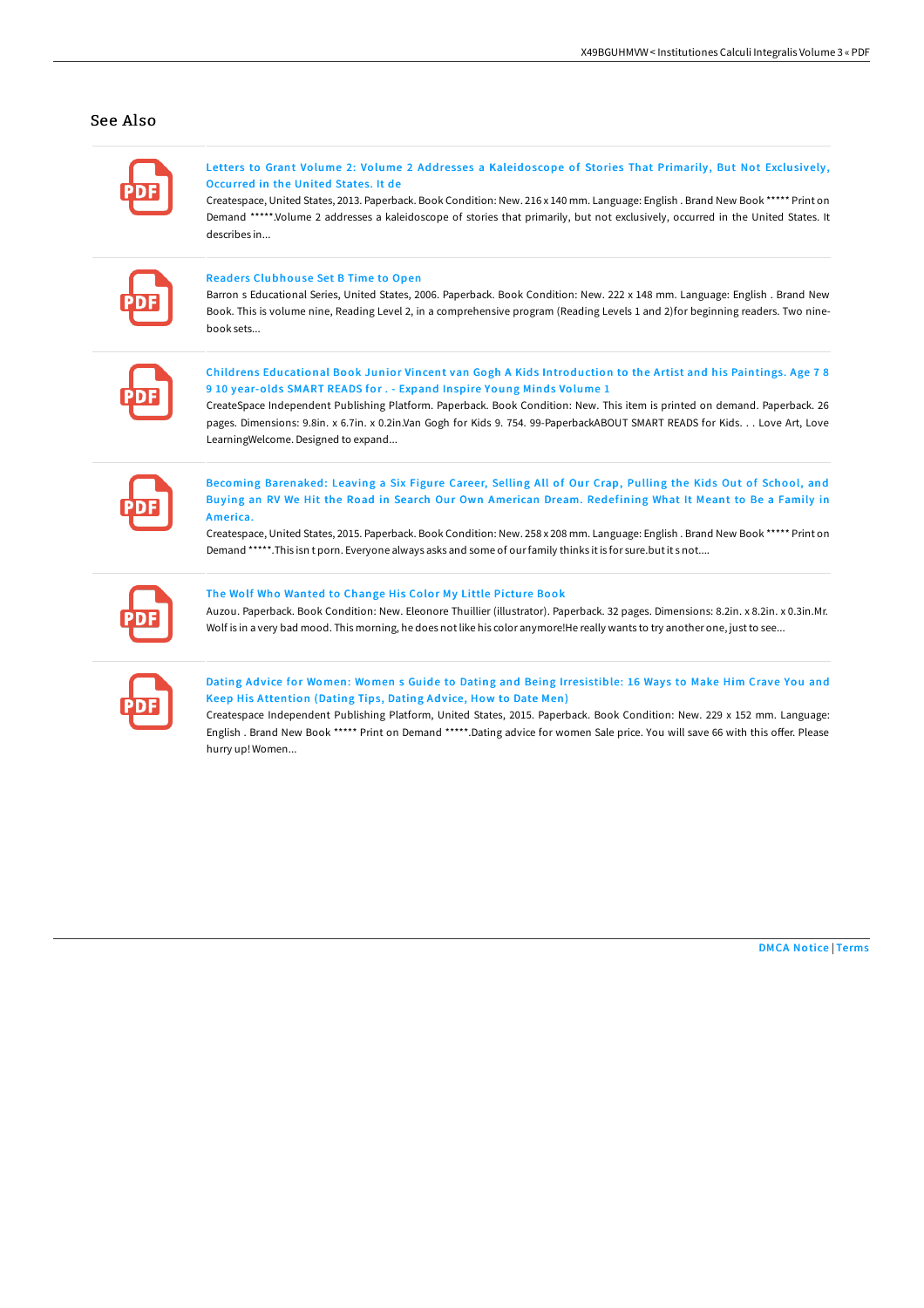## See Also

**Letters to Grant Volume 2: Volume 2 Addresses a Kaleidoscope of Stories That Primarily, But Not Exclusively, Occurred in the United States. It de**

Createspace, United States, 2013. Paperback. Book Condition: New. 216 x 140 mm. Language: English . Brand New Book ***** Print on Demand *****.Volume 2 addresses a kaleidoscope of stories that primarily, but not exclusively, occurred in the United States. It describes in...

**Readers Clubhouse Set B Time to Open**

Barron s Educational Series, United States, 2006. Paperback. Book Condition: New. 222 x 148 mm. Language: English . Brand New Book. This is volume nine, Reading Level 2, in a comprehensive program (Reading Levels 1 and 2)for beginning readers. Two nine-book sets...

**Childrens Educational Book Junior Vincent van Gogh A Kids Introduction to the Artist and his Paintings. Age 7 8 9 10 year-olds SMART READS for . - Expand Inspire Young Minds Volume 1**

CreateSpace Independent Publishing Platform. Paperback. Book Condition: New. This item is printed on demand. Paperback. 26 pages. Dimensions: 9.8in. x 6.7in. x 0.2in.Van Gogh for Kids 9. 754. 99-PaperbackABOUT SMART READS for Kids. . . Love Art, Love LearningWelcome. Designed to expand...

**Becoming Barenaked: Leaving a Six Figure Career, Selling All of Our Crap, Pulling the Kids Out of School, and Buying an RV We Hit the Road in Search Our Own American Dream. Redefining What It Meant to Be a Family in America.**

Createspace, United States, 2015. Paperback. Book Condition: New. 258 x 208 mm. Language: English . Brand New Book ***** Print on Demand *****.This isn t porn. Everyone always asks and some of our family thinks it is for sure.but it s not....

**The Wolf Who Wanted to Change His Color My Little Picture Book**

Auzou. Paperback. Book Condition: New. Eleonore Thuillier (illustrator). Paperback. 32 pages. Dimensions: 8.2in. x 8.2in. x 0.3in.Mr. Wolf is in a very bad mood. This morning, he does not like his color anymore!He really wants to try another one, just to see...

**Dating Advice for Women: Women s Guide to Dating and Being Irresistible: 16 Ways to Make Him Crave You and Keep His Attention (Dating Tips, Dating Advice, How to Date Men)**

Createspace Independent Publishing Platform, United States, 2015. Paperback. Book Condition: New. 229 x 152 mm. Language: English . Brand New Book ***** Print on Demand *****.Dating advice for women Sale price. You will save 66 with this offer. Please hurry up! Women...

DMCA Notice | Terms